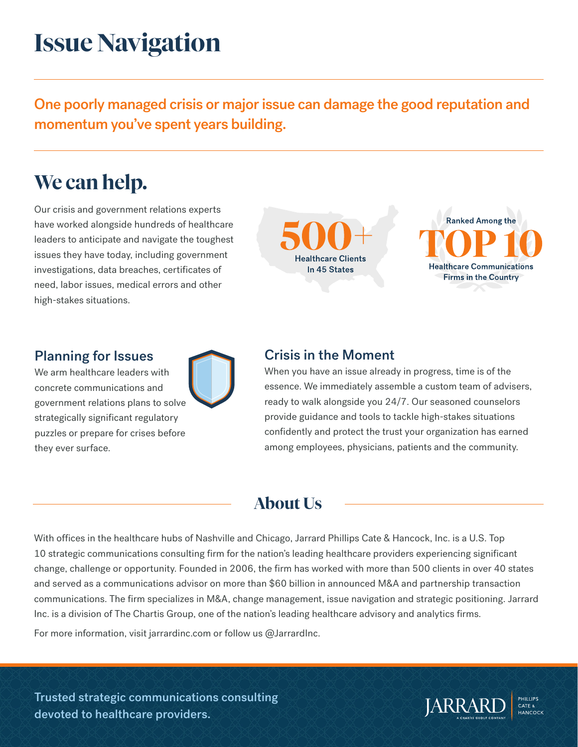# Issue Navigation

**One poorly managed crisis or major issue can damage the good reputation and momentum you've spent years building.**

## We can help.

Our crisis and government relations experts have worked alongside hundreds of healthcare leaders to anticipate and navigate the toughest issues they have today, including government investigations, data breaches, certificates of need, labor issues, medical errors and other high-stakes situations.

**500+**
Healthcare Clients In 45 States

Ranked Among the
**TOP 10**
Healthcare Communications Firms in the Country

### Planning for Issues

We arm healthcare leaders with concrete communications and government relations plans to solve strategically significant regulatory puzzles or prepare for crises before they ever surface.

### Crisis in the Moment

When you have an issue already in progress, time is of the essence. We immediately assemble a custom team of advisers, ready to walk alongside you 24/7. Our seasoned counselors provide guidance and tools to tackle high-stakes situations confidently and protect the trust your organization has earned among employees, physicians, patients and the community.

## About Us

With offices in the healthcare hubs of Nashville and Chicago, Jarrard Phillips Cate & Hancock, Inc. is a U.S. Top 10 strategic communications consulting firm for the nation's leading healthcare providers experiencing significant change, challenge or opportunity. Founded in 2006, the firm has worked with more than 500 clients in over 40 states and served as a communications advisor on more than $60 billion in announced M&A and partnership transaction communications. The firm specializes in M&A, change management, issue navigation and strategic positioning. Jarrard Inc. is a division of The Chartis Group, one of the nation's leading healthcare advisory and analytics firms.

For more information, visit jarrardinc.com or follow us @JarrardInc.

**Trusted strategic communications consulting devoted to healthcare providers.**

JARRARD | PHILLIPS CATE & HANCOCK
A CHARTIS GROUP COMPANY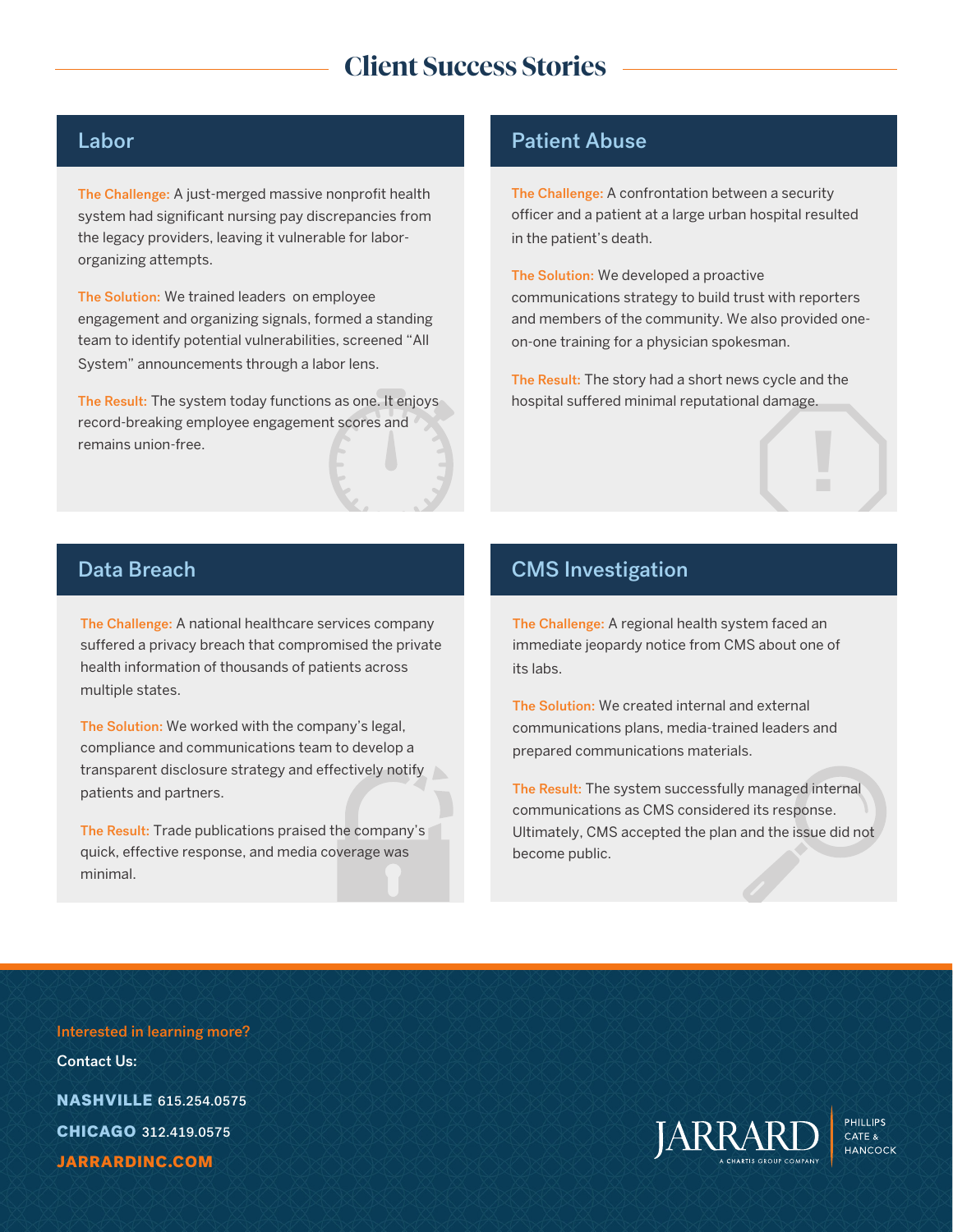# Client Success Stories

## Labor

**The Challenge:** A just-merged massive nonprofit health system had significant nursing pay discrepancies from the legacy providers, leaving it vulnerable for labor-organizing attempts.

**The Solution:** We trained leaders on employee engagement and organizing signals, formed a standing team to identify potential vulnerabilities, screened "All System" announcements through a labor lens.

**The Result:** The system today functions as one. It enjoys record-breaking employee engagement scores and remains union-free.

## Patient Abuse

**The Challenge:** A confrontation between a security officer and a patient at a large urban hospital resulted in the patient's death.

**The Solution:** We developed a proactive communications strategy to build trust with reporters and members of the community. We also provided one-on-one training for a physician spokesman.

**The Result:** The story had a short news cycle and the hospital suffered minimal reputational damage.

## Data Breach

**The Challenge:** A national healthcare services company suffered a privacy breach that compromised the private health information of thousands of patients across multiple states.

**The Solution:** We worked with the company's legal, compliance and communications team to develop a transparent disclosure strategy and effectively notify patients and partners.

**The Result:** Trade publications praised the company's quick, effective response, and media coverage was minimal.

## CMS Investigation

**The Challenge:** A regional health system faced an immediate jeopardy notice from CMS about one of its labs.

**The Solution:** We created internal and external communications plans, media-trained leaders and prepared communications materials.

**The Result:** The system successfully managed internal communications as CMS considered its response. Ultimately, CMS accepted the plan and the issue did not become public.

Interested in learning more?

**Contact Us:**

**NASHVILLE** 615.254.0575

**CHICAGO** 312.419.0575

**JARRARDINC.COM**

JARRARD
A CHARTIS GROUP COMPANY

PHILLIPS CATE & HANCOCK